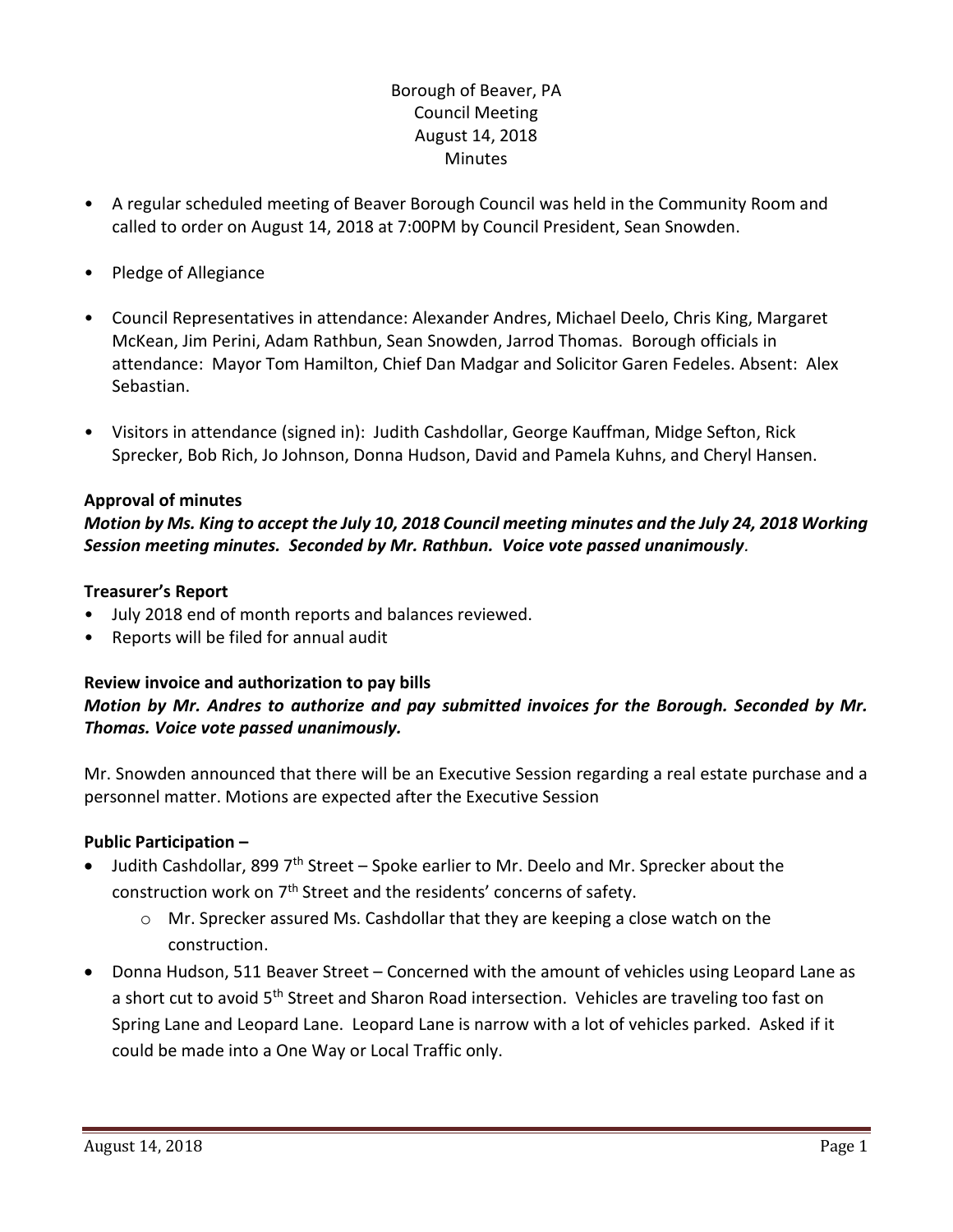Borough of Beaver, PA
Council Meeting
August 14, 2018
Minutes

- A regular scheduled meeting of Beaver Borough Council was held in the Community Room and called to order on August 14, 2018 at 7:00PM by Council President, Sean Snowden.
- Pledge of Allegiance
- Council Representatives in attendance: Alexander Andres, Michael Deelo, Chris King, Margaret McKean, Jim Perini, Adam Rathbun, Sean Snowden, Jarrod Thomas. Borough officials in attendance: Mayor Tom Hamilton, Chief Dan Madgar and Solicitor Garen Fedeles. Absent: Alex Sebastian.
- Visitors in attendance (signed in): Judith Cashdollar, George Kauffman, Midge Sefton, Rick Sprecker, Bob Rich, Jo Johnson, Donna Hudson, David and Pamela Kuhns, and Cheryl Hansen.

**Approval of minutes**

***Motion by Ms. King to accept the July 10, 2018 Council meeting minutes and the July 24, 2018 Working Session meeting minutes. Seconded by Mr. Rathbun. Voice vote passed unanimously***.

**Treasurer's Report**

- July 2018 end of month reports and balances reviewed.
- Reports will be filed for annual audit

**Review invoice and authorization to pay bills**

***Motion by Mr. Andres to authorize and pay submitted invoices for the Borough. Seconded by Mr. Thomas. Voice vote passed unanimously.***

Mr. Snowden announced that there will be an Executive Session regarding a real estate purchase and a personnel matter. Motions are expected after the Executive Session

**Public Participation –**

- Judith Cashdollar, 899 7th Street – Spoke earlier to Mr. Deelo and Mr. Sprecker about the construction work on 7th Street and the residents' concerns of safety.
  - Mr. Sprecker assured Ms. Cashdollar that they are keeping a close watch on the construction.
- Donna Hudson, 511 Beaver Street – Concerned with the amount of vehicles using Leopard Lane as a short cut to avoid 5th Street and Sharon Road intersection. Vehicles are traveling too fast on Spring Lane and Leopard Lane. Leopard Lane is narrow with a lot of vehicles parked. Asked if it could be made into a One Way or Local Traffic only.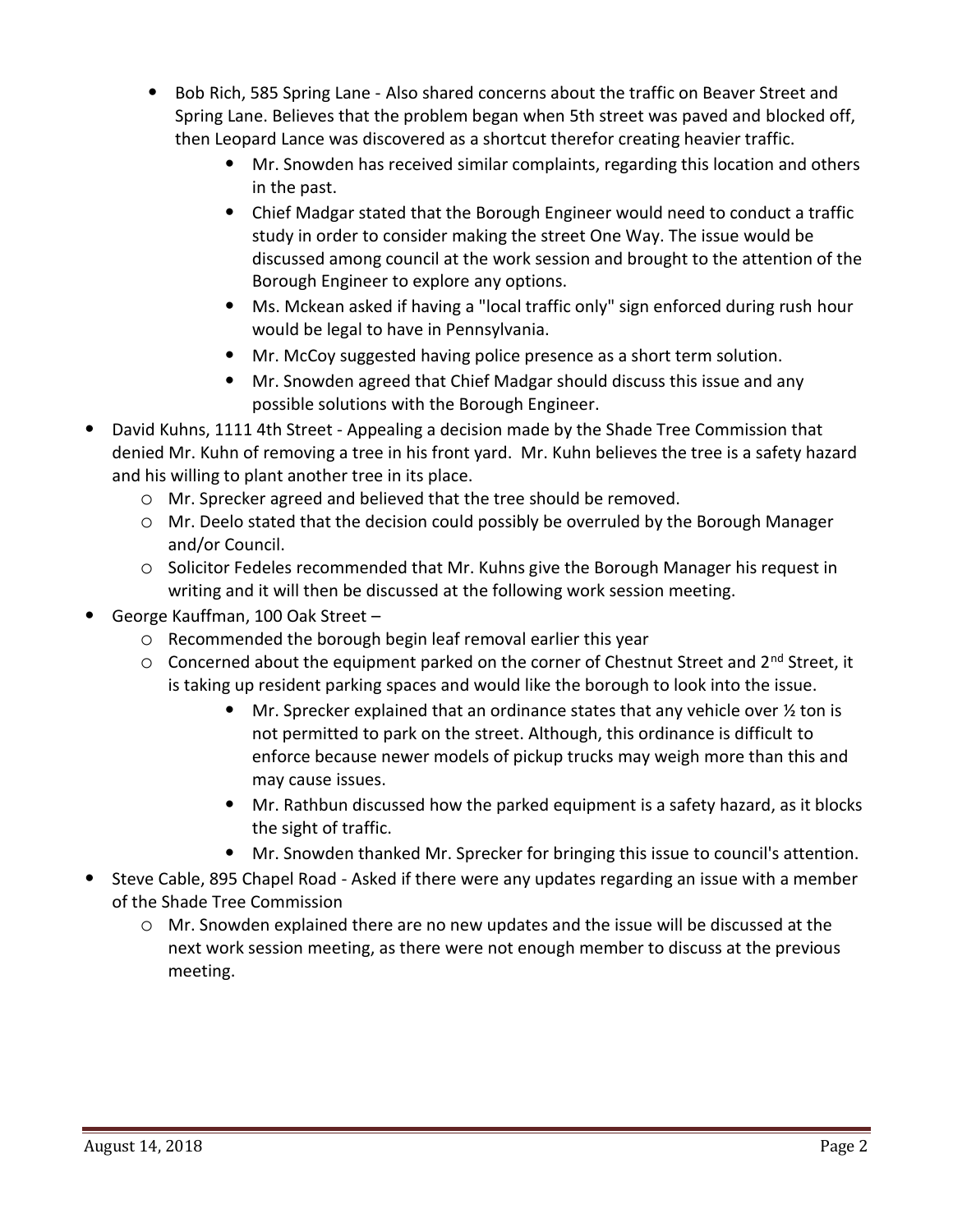- Bob Rich, 585 Spring Lane - Also shared concerns about the traffic on Beaver Street and Spring Lane. Believes that the problem began when 5th street was paved and blocked off, then Leopard Lance was discovered as a shortcut therefor creating heavier traffic.
    - Mr. Snowden has received similar complaints, regarding this location and others in the past.
    - Chief Madgar stated that the Borough Engineer would need to conduct a traffic study in order to consider making the street One Way. The issue would be discussed among council at the work session and brought to the attention of the Borough Engineer to explore any options.
    - Ms. Mckean asked if having a "local traffic only" sign enforced during rush hour would be legal to have in Pennsylvania.
    - Mr. McCoy suggested having police presence as a short term solution.
    - Mr. Snowden agreed that Chief Madgar should discuss this issue and any possible solutions with the Borough Engineer.
- David Kuhns, 1111 4th Street - Appealing a decision made by the Shade Tree Commission that denied Mr. Kuhn of removing a tree in his front yard. Mr. Kuhn believes the tree is a safety hazard and his willing to plant another tree in its place.
    - Mr. Sprecker agreed and believed that the tree should be removed.
    - Mr. Deelo stated that the decision could possibly be overruled by the Borough Manager and/or Council.
    - Solicitor Fedeles recommended that Mr. Kuhns give the Borough Manager his request in writing and it will then be discussed at the following work session meeting.
- George Kauffman, 100 Oak Street –
    - Recommended the borough begin leaf removal earlier this year
    - Concerned about the equipment parked on the corner of Chestnut Street and 2nd Street, it is taking up resident parking spaces and would like the borough to look into the issue.
        - Mr. Sprecker explained that an ordinance states that any vehicle over ½ ton is not permitted to park on the street. Although, this ordinance is difficult to enforce because newer models of pickup trucks may weigh more than this and may cause issues.
        - Mr. Rathbun discussed how the parked equipment is a safety hazard, as it blocks the sight of traffic.
        - Mr. Snowden thanked Mr. Sprecker for bringing this issue to council's attention.
- Steve Cable, 895 Chapel Road - Asked if there were any updates regarding an issue with a member of the Shade Tree Commission
    - Mr. Snowden explained there are no new updates and the issue will be discussed at the next work session meeting, as there were not enough member to discuss at the previous meeting.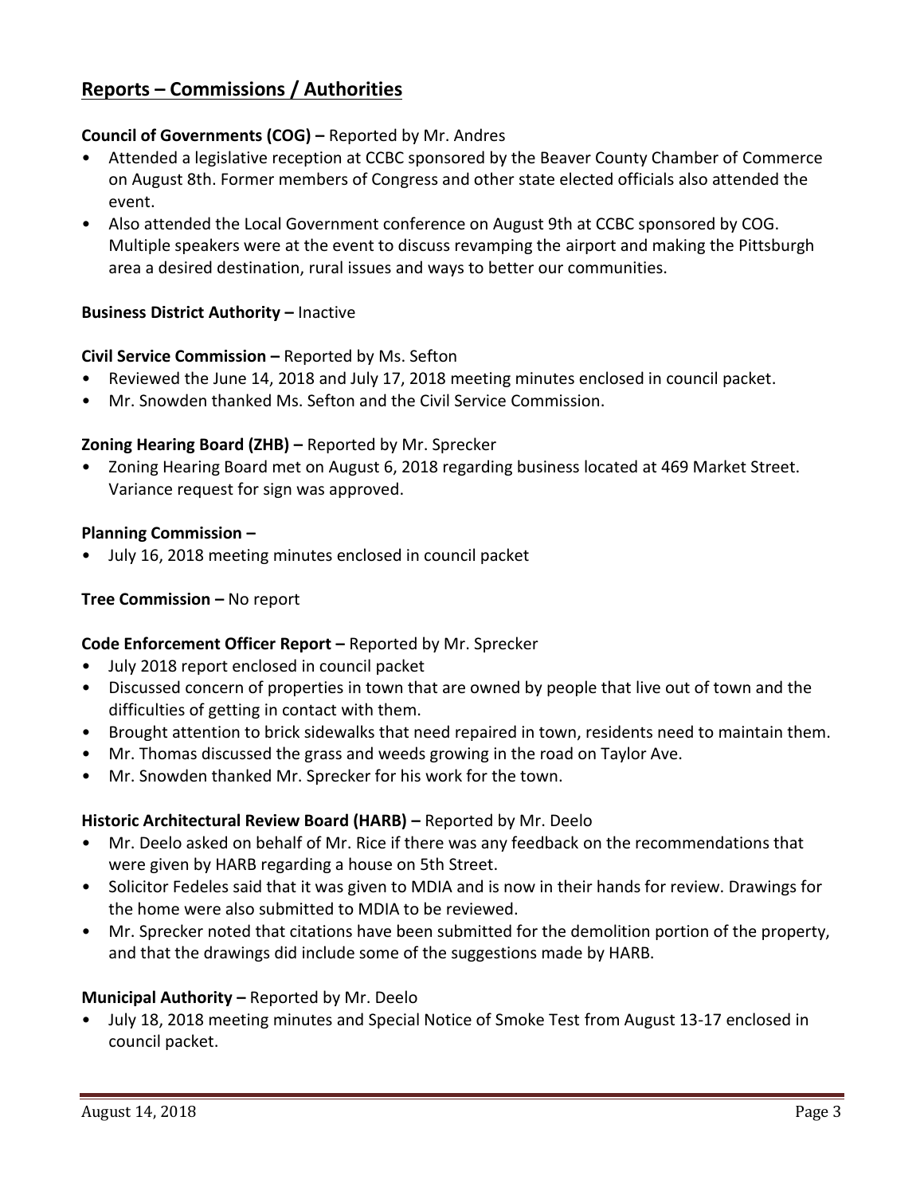## Reports – Commissions / Authorities

**Council of Governments (COG) –** Reported by Mr. Andres

- Attended a legislative reception at CCBC sponsored by the Beaver County Chamber of Commerce on August 8th. Former members of Congress and other state elected officials also attended the event.
- Also attended the Local Government conference on August 9th at CCBC sponsored by COG. Multiple speakers were at the event to discuss revamping the airport and making the Pittsburgh area a desired destination, rural issues and ways to better our communities.

**Business District Authority –** Inactive

**Civil Service Commission –** Reported by Ms. Sefton

- Reviewed the June 14, 2018 and July 17, 2018 meeting minutes enclosed in council packet.
- Mr. Snowden thanked Ms. Sefton and the Civil Service Commission.

**Zoning Hearing Board (ZHB) –** Reported by Mr. Sprecker

- Zoning Hearing Board met on August 6, 2018 regarding business located at 469 Market Street. Variance request for sign was approved.

**Planning Commission –**

- July 16, 2018 meeting minutes enclosed in council packet

**Tree Commission –** No report

**Code Enforcement Officer Report –** Reported by Mr. Sprecker

- July 2018 report enclosed in council packet
- Discussed concern of properties in town that are owned by people that live out of town and the difficulties of getting in contact with them.
- Brought attention to brick sidewalks that need repaired in town, residents need to maintain them.
- Mr. Thomas discussed the grass and weeds growing in the road on Taylor Ave.
- Mr. Snowden thanked Mr. Sprecker for his work for the town.

**Historic Architectural Review Board (HARB) –** Reported by Mr. Deelo

- Mr. Deelo asked on behalf of Mr. Rice if there was any feedback on the recommendations that were given by HARB regarding a house on 5th Street.
- Solicitor Fedeles said that it was given to MDIA and is now in their hands for review. Drawings for the home were also submitted to MDIA to be reviewed.
- Mr. Sprecker noted that citations have been submitted for the demolition portion of the property, and that the drawings did include some of the suggestions made by HARB.

**Municipal Authority –** Reported by Mr. Deelo

- July 18, 2018 meeting minutes and Special Notice of Smoke Test from August 13-17 enclosed in council packet.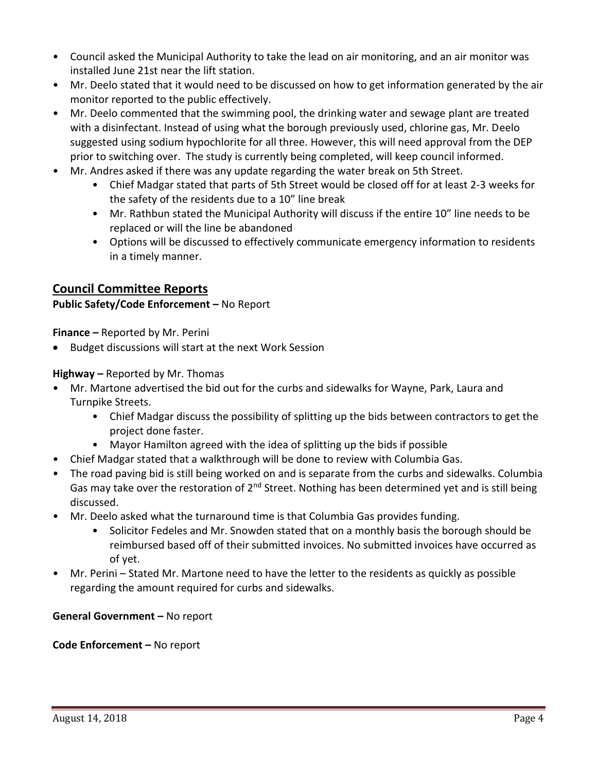- Council asked the Municipal Authority to take the lead on air monitoring, and an air monitor was installed June 21st near the lift station.
- Mr. Deelo stated that it would need to be discussed on how to get information generated by the air monitor reported to the public effectively.
- Mr. Deelo commented that the swimming pool, the drinking water and sewage plant are treated with a disinfectant. Instead of using what the borough previously used, chlorine gas, Mr. Deelo suggested using sodium hypochlorite for all three. However, this will need approval from the DEP prior to switching over. The study is currently being completed, will keep council informed.
- Mr. Andres asked if there was any update regarding the water break on 5th Street.
    - Chief Madgar stated that parts of 5th Street would be closed off for at least 2-3 weeks for the safety of the residents due to a 10" line break
    - Mr. Rathbun stated the Municipal Authority will discuss if the entire 10" line needs to be replaced or will the line be abandoned
    - Options will be discussed to effectively communicate emergency information to residents in a timely manner.

## Council Committee Reports

**Public Safety/Code Enforcement –** No Report

**Finance –** Reported by Mr. Perini

- Budget discussions will start at the next Work Session

**Highway –** Reported by Mr. Thomas

- Mr. Martone advertised the bid out for the curbs and sidewalks for Wayne, Park, Laura and Turnpike Streets.
    - Chief Madgar discuss the possibility of splitting up the bids between contractors to get the project done faster.
    - Mayor Hamilton agreed with the idea of splitting up the bids if possible
- Chief Madgar stated that a walkthrough will be done to review with Columbia Gas.
- The road paving bid is still being worked on and is separate from the curbs and sidewalks. Columbia Gas may take over the restoration of 2nd Street. Nothing has been determined yet and is still being discussed.
- Mr. Deelo asked what the turnaround time is that Columbia Gas provides funding.
    - Solicitor Fedeles and Mr. Snowden stated that on a monthly basis the borough should be reimbursed based off of their submitted invoices. No submitted invoices have occurred as of yet.
- Mr. Perini – Stated Mr. Martone need to have the letter to the residents as quickly as possible regarding the amount required for curbs and sidewalks.

**General Government –** No report

**Code Enforcement –** No report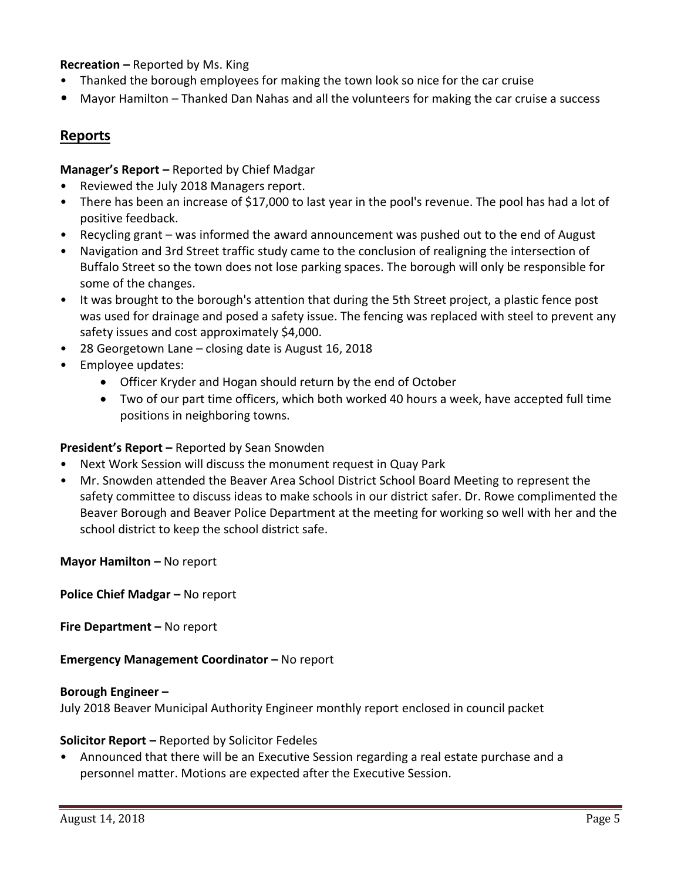**Recreation –** Reported by Ms. King

- Thanked the borough employees for making the town look so nice for the car cruise
- Mayor Hamilton – Thanked Dan Nahas and all the volunteers for making the car cruise a success

## Reports

**Manager's Report –** Reported by Chief Madgar

- Reviewed the July 2018 Managers report.
- There has been an increase of $17,000 to last year in the pool's revenue. The pool has had a lot of positive feedback.
- Recycling grant – was informed the award announcement was pushed out to the end of August
- Navigation and 3rd Street traffic study came to the conclusion of realigning the intersection of Buffalo Street so the town does not lose parking spaces. The borough will only be responsible for some of the changes.
- It was brought to the borough's attention that during the 5th Street project, a plastic fence post was used for drainage and posed a safety issue. The fencing was replaced with steel to prevent any safety issues and cost approximately $4,000.
- 28 Georgetown Lane – closing date is August 16, 2018
- Employee updates:
    - Officer Kryder and Hogan should return by the end of October
    - Two of our part time officers, which both worked 40 hours a week, have accepted full time positions in neighboring towns.

**President's Report –** Reported by Sean Snowden

- Next Work Session will discuss the monument request in Quay Park
- Mr. Snowden attended the Beaver Area School District School Board Meeting to represent the safety committee to discuss ideas to make schools in our district safer. Dr. Rowe complimented the Beaver Borough and Beaver Police Department at the meeting for working so well with her and the school district to keep the school district safe.

**Mayor Hamilton –** No report

**Police Chief Madgar –** No report

**Fire Department –** No report

**Emergency Management Coordinator –** No report

**Borough Engineer –**

July 2018 Beaver Municipal Authority Engineer monthly report enclosed in council packet

**Solicitor Report –** Reported by Solicitor Fedeles

- Announced that there will be an Executive Session regarding a real estate purchase and a personnel matter. Motions are expected after the Executive Session.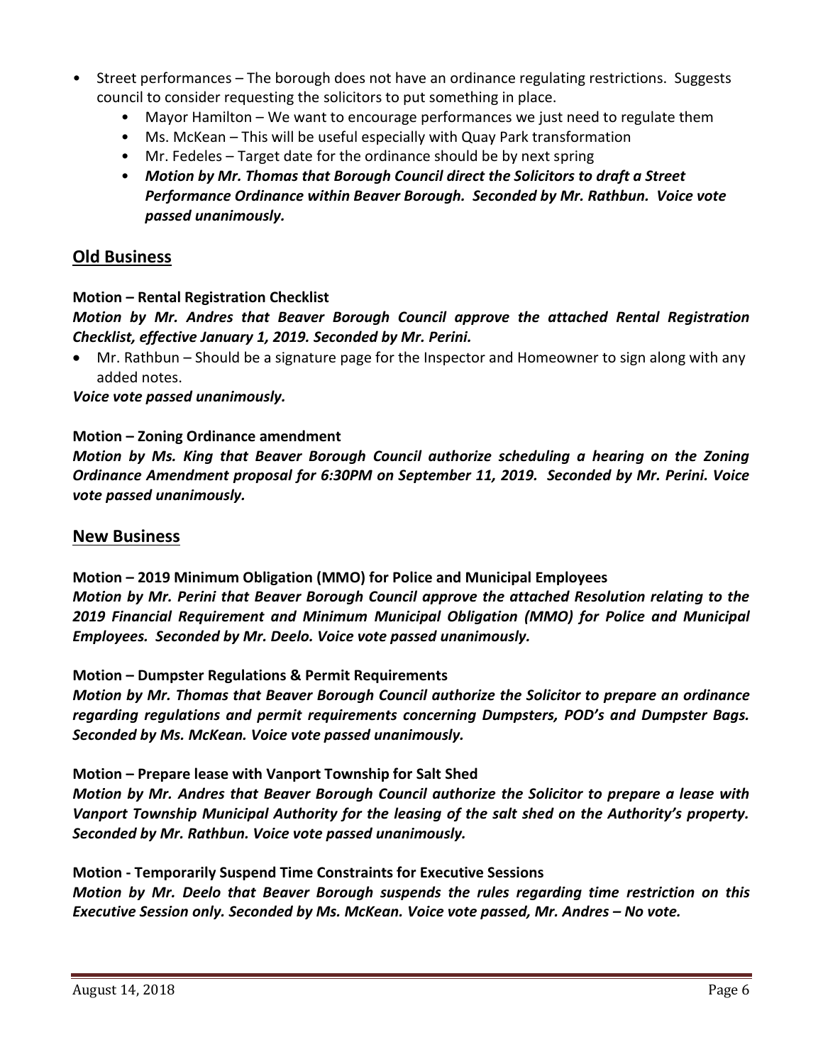- Street performances – The borough does not have an ordinance regulating restrictions. Suggests council to consider requesting the solicitors to put something in place.
  - Mayor Hamilton – We want to encourage performances we just need to regulate them
  - Ms. McKean – This will be useful especially with Quay Park transformation
  - Mr. Fedeles – Target date for the ordinance should be by next spring
  - ***Motion by Mr. Thomas that Borough Council direct the Solicitors to draft a Street Performance Ordinance within Beaver Borough. Seconded by Mr. Rathbun. Voice vote passed unanimously.***

## Old Business

**Motion – Rental Registration Checklist**

***Motion by Mr. Andres that Beaver Borough Council approve the attached Rental Registration Checklist, effective January 1, 2019. Seconded by Mr. Perini.***

- Mr. Rathbun – Should be a signature page for the Inspector and Homeowner to sign along with any added notes.

***Voice vote passed unanimously.***

**Motion – Zoning Ordinance amendment**

***Motion by Ms. King that Beaver Borough Council authorize scheduling a hearing on the Zoning Ordinance Amendment proposal for 6:30PM on September 11, 2019. Seconded by Mr. Perini. Voice vote passed unanimously.***

## New Business

**Motion – 2019 Minimum Obligation (MMO) for Police and Municipal Employees**

***Motion by Mr. Perini that Beaver Borough Council approve the attached Resolution relating to the 2019 Financial Requirement and Minimum Municipal Obligation (MMO) for Police and Municipal Employees. Seconded by Mr. Deelo. Voice vote passed unanimously.***

**Motion – Dumpster Regulations & Permit Requirements**

***Motion by Mr. Thomas that Beaver Borough Council authorize the Solicitor to prepare an ordinance regarding regulations and permit requirements concerning Dumpsters, POD's and Dumpster Bags. Seconded by Ms. McKean. Voice vote passed unanimously.***

**Motion – Prepare lease with Vanport Township for Salt Shed**

***Motion by Mr. Andres that Beaver Borough Council authorize the Solicitor to prepare a lease with Vanport Township Municipal Authority for the leasing of the salt shed on the Authority's property. Seconded by Mr. Rathbun. Voice vote passed unanimously.***

**Motion - Temporarily Suspend Time Constraints for Executive Sessions**

***Motion by Mr. Deelo that Beaver Borough suspends the rules regarding time restriction on this Executive Session only. Seconded by Ms. McKean. Voice vote passed, Mr. Andres – No vote.***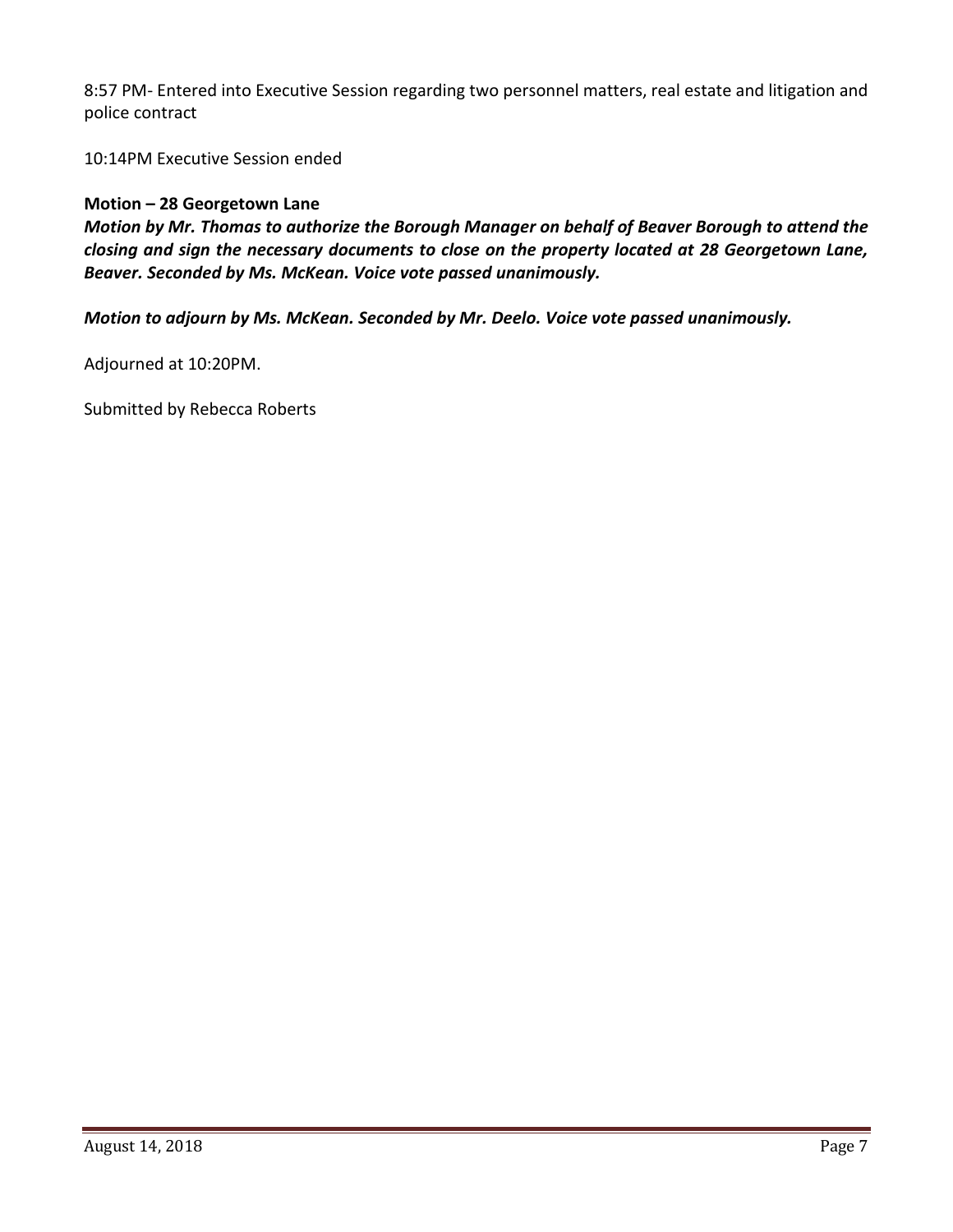8:57 PM- Entered into Executive Session regarding two personnel matters, real estate and litigation and police contract

10:14PM Executive Session ended

**Motion – 28 Georgetown Lane**

***Motion by Mr. Thomas to authorize the Borough Manager on behalf of Beaver Borough to attend the closing and sign the necessary documents to close on the property located at 28 Georgetown Lane, Beaver. Seconded by Ms. McKean. Voice vote passed unanimously.***

***Motion to adjourn by Ms. McKean. Seconded by Mr. Deelo. Voice vote passed unanimously.***

Adjourned at 10:20PM.

Submitted by Rebecca Roberts